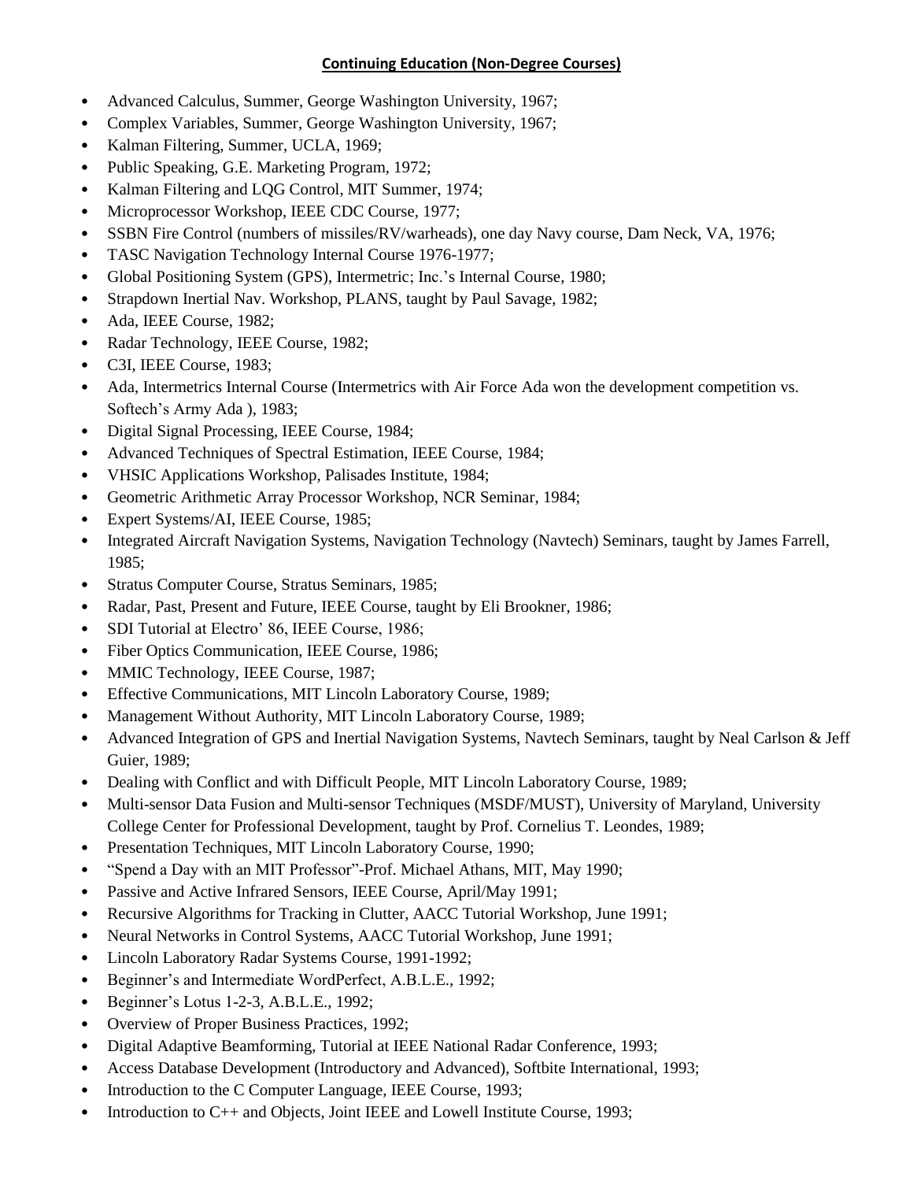**Continuing Education (Non-Degree Courses)**

- Advanced Calculus, Summer, George Washington University, 1967;
- Complex Variables, Summer, George Washington University, 1967;
- Kalman Filtering, Summer, UCLA, 1969;
- Public Speaking, G.E. Marketing Program, 1972;
- Kalman Filtering and LQG Control, MIT Summer, 1974;
- Microprocessor Workshop, IEEE CDC Course, 1977;
- SSBN Fire Control (numbers of missiles/RV/warheads), one day Navy course, Dam Neck, VA, 1976;
- TASC Navigation Technology Internal Course 1976-1977;
- Global Positioning System (GPS), Intermetric; Inc.'s Internal Course, 1980;
- Strapdown Inertial Nav. Workshop, PLANS, taught by Paul Savage, 1982;
- Ada, IEEE Course, 1982;
- Radar Technology, IEEE Course, 1982;
- C3I, IEEE Course, 1983;
- Ada, Intermetrics Internal Course (Intermetrics with Air Force Ada won the development competition vs. Softech's Army Ada ), 1983;
- Digital Signal Processing, IEEE Course, 1984;
- Advanced Techniques of Spectral Estimation, IEEE Course, 1984;
- VHSIC Applications Workshop, Palisades Institute, 1984;
- Geometric Arithmetic Array Processor Workshop, NCR Seminar, 1984;
- Expert Systems/AI, IEEE Course, 1985;
- Integrated Aircraft Navigation Systems, Navigation Technology (Navtech) Seminars, taught by James Farrell, 1985;
- Stratus Computer Course, Stratus Seminars, 1985;
- Radar, Past, Present and Future, IEEE Course, taught by Eli Brookner, 1986;
- SDI Tutorial at Electro' 86, IEEE Course, 1986;
- Fiber Optics Communication, IEEE Course, 1986;
- MMIC Technology, IEEE Course, 1987;
- Effective Communications, MIT Lincoln Laboratory Course, 1989;
- Management Without Authority, MIT Lincoln Laboratory Course, 1989;
- Advanced Integration of GPS and Inertial Navigation Systems, Navtech Seminars, taught by Neal Carlson & Jeff Guier, 1989;
- Dealing with Conflict and with Difficult People, MIT Lincoln Laboratory Course, 1989;
- Multi-sensor Data Fusion and Multi-sensor Techniques (MSDF/MUST), University of Maryland, University College Center for Professional Development, taught by Prof. Cornelius T. Leondes, 1989;
- Presentation Techniques, MIT Lincoln Laboratory Course, 1990;
- "Spend a Day with an MIT Professor"-Prof. Michael Athans, MIT, May 1990;
- Passive and Active Infrared Sensors, IEEE Course, April/May 1991;
- Recursive Algorithms for Tracking in Clutter, AACC Tutorial Workshop, June 1991;
- Neural Networks in Control Systems, AACC Tutorial Workshop, June 1991;
- Lincoln Laboratory Radar Systems Course, 1991-1992;
- Beginner's and Intermediate WordPerfect, A.B.L.E., 1992;
- Beginner's Lotus 1-2-3, A.B.L.E., 1992;
- Overview of Proper Business Practices, 1992;
- Digital Adaptive Beamforming, Tutorial at IEEE National Radar Conference, 1993;
- Access Database Development (Introductory and Advanced), Softbite International, 1993;
- Introduction to the C Computer Language, IEEE Course, 1993;
- Introduction to C++ and Objects, Joint IEEE and Lowell Institute Course, 1993;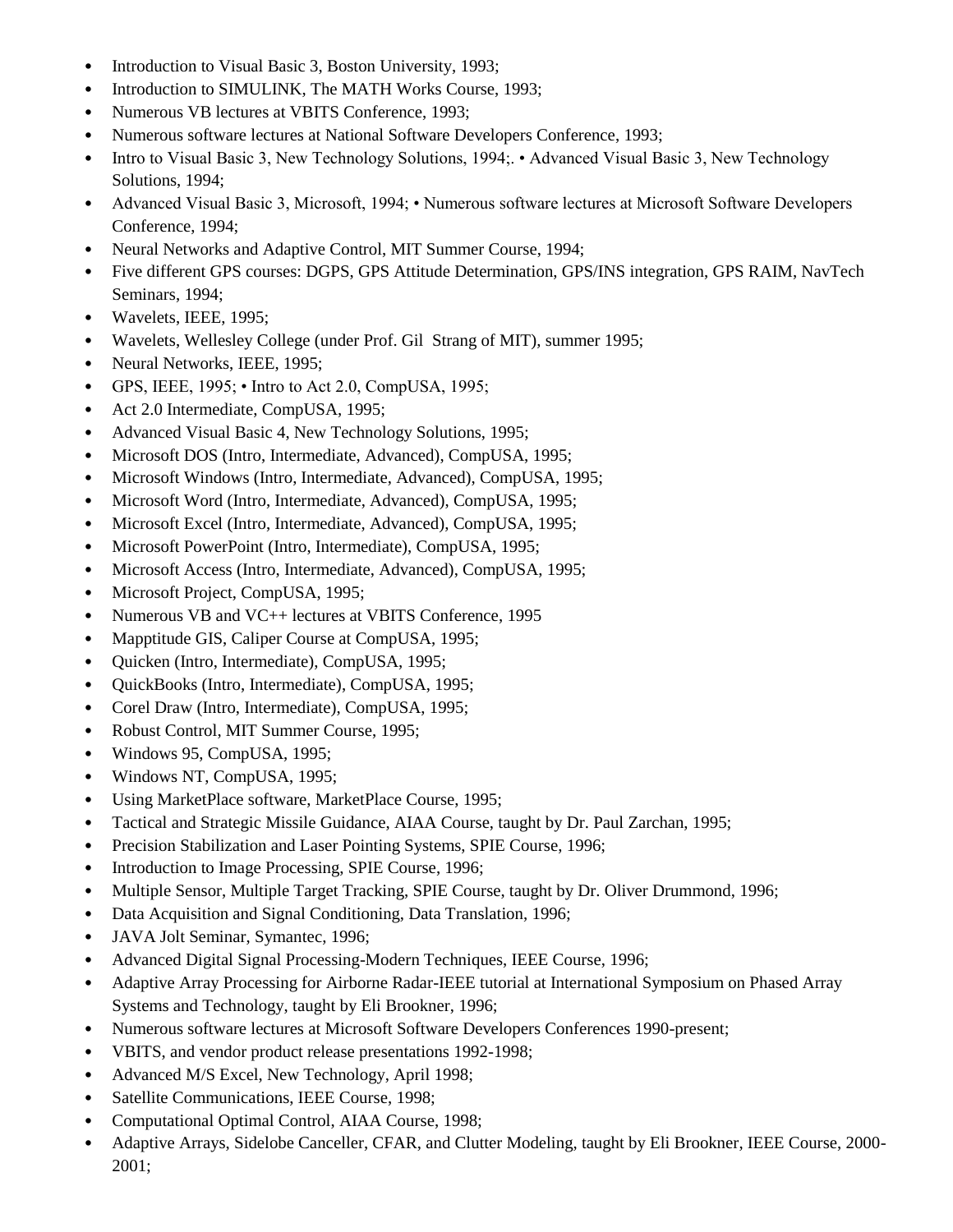- Introduction to Visual Basic 3, Boston University, 1993;
- Introduction to SIMULINK, The MATH Works Course, 1993;
- Numerous VB lectures at VBITS Conference, 1993;
- Numerous software lectures at National Software Developers Conference, 1993;
- Intro to Visual Basic 3, New Technology Solutions, 1994;. • Advanced Visual Basic 3, New Technology Solutions, 1994;
- Advanced Visual Basic 3, Microsoft, 1994; • Numerous software lectures at Microsoft Software Developers Conference, 1994;
- Neural Networks and Adaptive Control, MIT Summer Course, 1994;
- Five different GPS courses: DGPS, GPS Attitude Determination, GPS/INS integration, GPS RAIM, NavTech Seminars, 1994;
- Wavelets, IEEE, 1995;
- Wavelets, Wellesley College (under Prof. Gil Strang of MIT), summer 1995;
- Neural Networks, IEEE, 1995;
- GPS, IEEE, 1995; • Intro to Act 2.0, CompUSA, 1995;
- Act 2.0 Intermediate, CompUSA, 1995;
- Advanced Visual Basic 4, New Technology Solutions, 1995;
- Microsoft DOS (Intro, Intermediate, Advanced), CompUSA, 1995;
- Microsoft Windows (Intro, Intermediate, Advanced), CompUSA, 1995;
- Microsoft Word (Intro, Intermediate, Advanced), CompUSA, 1995;
- Microsoft Excel (Intro, Intermediate, Advanced), CompUSA, 1995;
- Microsoft PowerPoint (Intro, Intermediate), CompUSA, 1995;
- Microsoft Access (Intro, Intermediate, Advanced), CompUSA, 1995;
- Microsoft Project, CompUSA, 1995;
- Numerous VB and VC++ lectures at VBITS Conference, 1995
- Mapptitude GIS, Caliper Course at CompUSA, 1995;
- Quicken (Intro, Intermediate), CompUSA, 1995;
- QuickBooks (Intro, Intermediate), CompUSA, 1995;
- Corel Draw (Intro, Intermediate), CompUSA, 1995;
- Robust Control, MIT Summer Course, 1995;
- Windows 95, CompUSA, 1995;
- Windows NT, CompUSA, 1995;
- Using MarketPlace software, MarketPlace Course, 1995;
- Tactical and Strategic Missile Guidance, AIAA Course, taught by Dr. Paul Zarchan, 1995;
- Precision Stabilization and Laser Pointing Systems, SPIE Course, 1996;
- Introduction to Image Processing, SPIE Course, 1996;
- Multiple Sensor, Multiple Target Tracking, SPIE Course, taught by Dr. Oliver Drummond, 1996;
- Data Acquisition and Signal Conditioning, Data Translation, 1996;
- JAVA Jolt Seminar, Symantec, 1996;
- Advanced Digital Signal Processing-Modern Techniques, IEEE Course, 1996;
- Adaptive Array Processing for Airborne Radar-IEEE tutorial at International Symposium on Phased Array Systems and Technology, taught by Eli Brookner, 1996;
- Numerous software lectures at Microsoft Software Developers Conferences 1990-present;
- VBITS, and vendor product release presentations 1992-1998;
- Advanced M/S Excel, New Technology, April 1998;
- Satellite Communications, IEEE Course, 1998;
- Computational Optimal Control, AIAA Course, 1998;
- Adaptive Arrays, Sidelobe Canceller, CFAR, and Clutter Modeling, taught by Eli Brookner, IEEE Course, 2000-2001;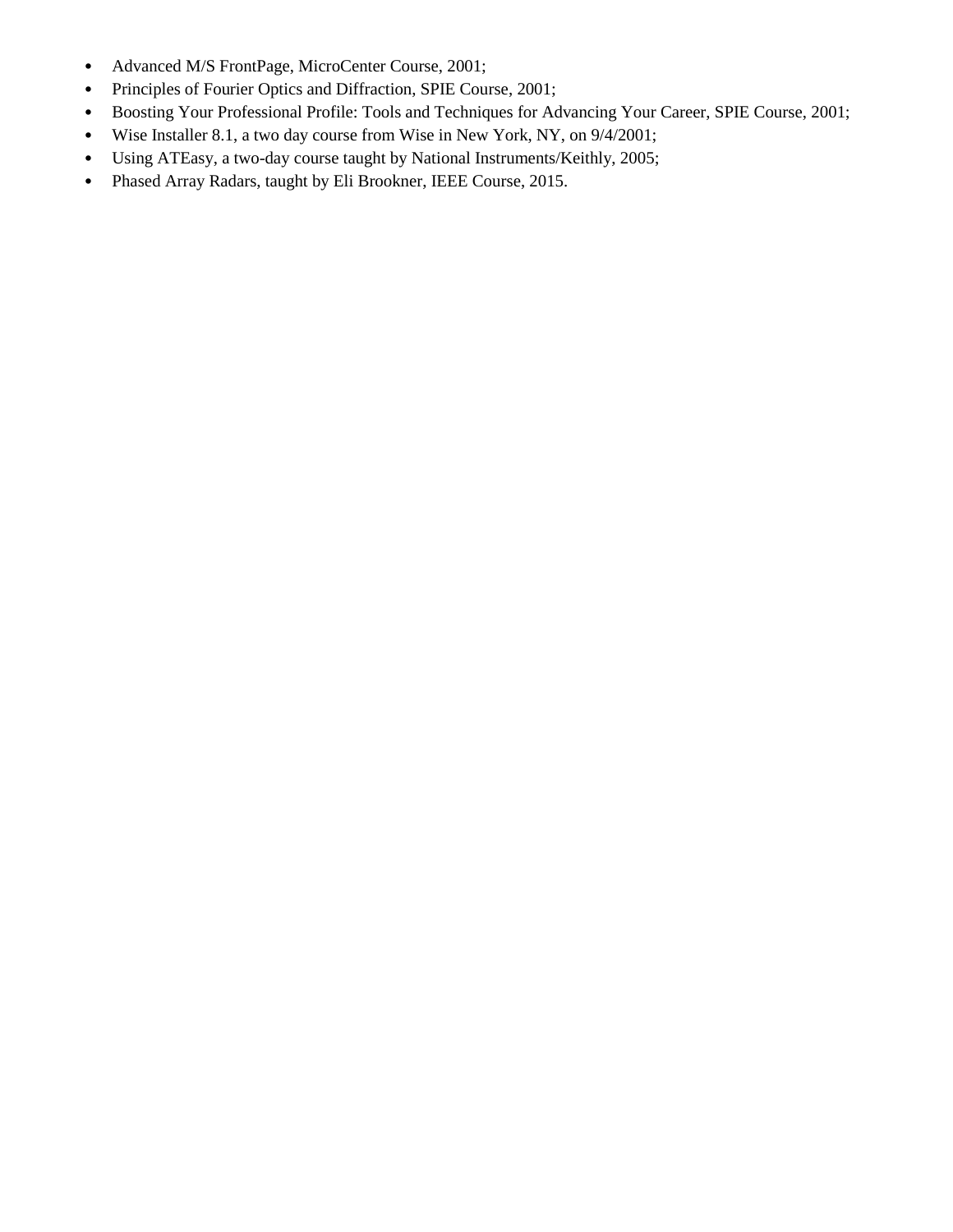- Advanced M/S FrontPage, MicroCenter Course, 2001;
- Principles of Fourier Optics and Diffraction, SPIE Course, 2001;
- Boosting Your Professional Profile: Tools and Techniques for Advancing Your Career, SPIE Course, 2001;
- Wise Installer 8.1, a two day course from Wise in New York, NY, on 9/4/2001;
- Using ATEasy, a two-day course taught by National Instruments/Keithly, 2005;
- Phased Array Radars, taught by Eli Brookner, IEEE Course, 2015.